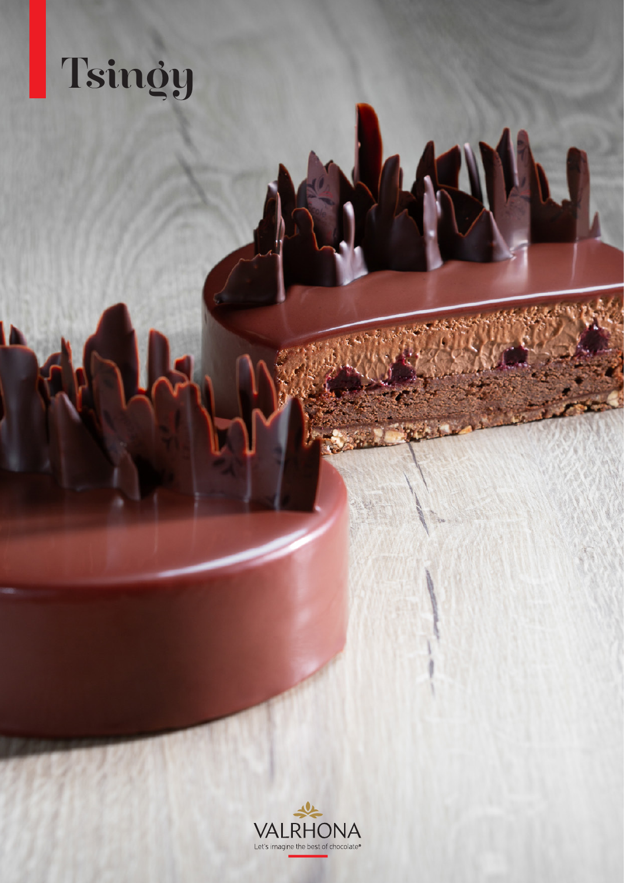# Tsingy

VALRHONA

Let's imagine the best of chocolate®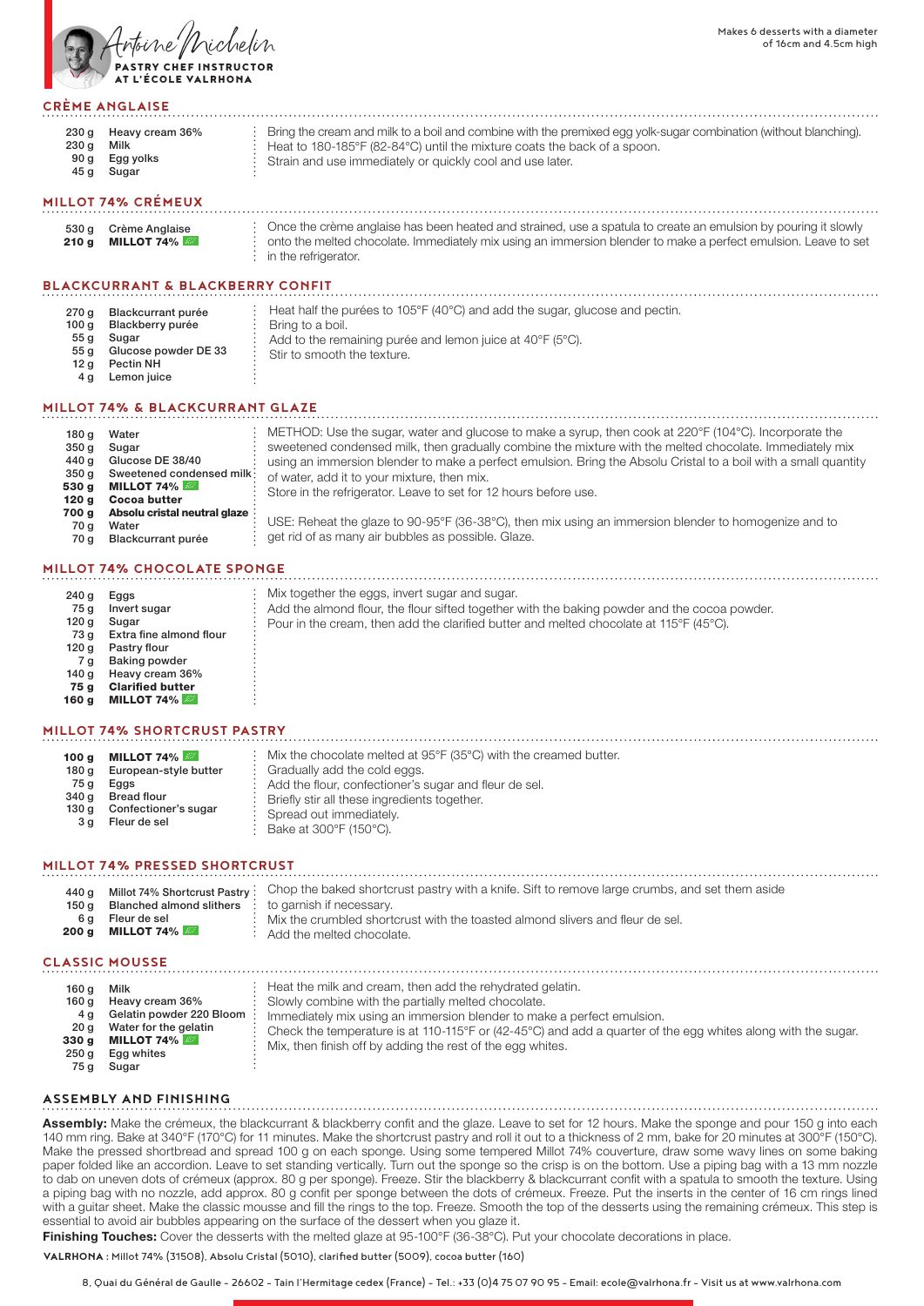Antoine Michelin
**PASTRY CHEF INSTRUCTOR AT L'ÉCOLE VALRHONA**

Makes 6 desserts with a diameter of 16cm and 4.5cm high

## CRÈME ANGLAISE

| | | |
|---|---|---|
| 230 g | Heavy cream 36% | Bring the cream and milk to a boil and combine with the premixed egg yolk-sugar combination (without blanching). |
| 230 g | Milk | Heat to 180-185°F (82-84°C) until the mixture coats the back of a spoon. |
| 90 g | Egg yolks | Strain and use immediately or quickly cool and use later. |
| 45 g | Sugar | |

## MILLOT 74% CRÉMEUX

| | | |
|---|---|---|
| 530 g | Crème Anglaise | Once the crème anglaise has been heated and strained, use a spatula to create an emulsion by pouring it slowly onto the melted chocolate. Immediately mix using an immersion blender to make a perfect emulsion. Leave to set in the refrigerator. |
| **210 g** | **MILLOT 74%** | |

## BLACKCURRANT & BLACKBERRY CONFIT

| | | |
|---|---|---|
| 270 g | Blackcurrant purée | Heat half the purées to 105°F (40°C) and add the sugar, glucose and pectin. |
| 100 g | Blackberry purée | Bring to a boil. |
| 55 g | Sugar | Add to the remaining purée and lemon juice at 40°F (5°C). |
| 55 g | Glucose powder DE 33 | Stir to smooth the texture. |
| 12 g | Pectin NH | |
| 4 g | Lemon juice | |

## MILLOT 74% & BLACKCURRANT GLAZE

| | | |
|---|---|---|
| 180 g | Water | METHOD: Use the sugar, water and glucose to make a syrup, then cook at 220°F (104°C). Incorporate the sweetened condensed milk, then gradually combine the mixture with the melted chocolate. Immediately mix using an immersion blender to make a perfect emulsion. Bring the Absolu Cristal to a boil with a small quantity of water, add it to your mixture, then mix. Store in the refrigerator. Leave to set for 12 hours before use. |
| 350 g | Sugar | |
| 440 g | Glucose DE 38/40 | |
| 350 g | Sweetened condensed milk | |
| **530 g** | **MILLOT 74%** | |
| **120 g** | **Cocoa butter** | USE: Reheat the glaze to 90-95°F (36-38°C), then mix using an immersion blender to homogenize and to get rid of as many air bubbles as possible. Glaze. |
| **700 g** | **Absolu cristal neutral glaze** | |
| 70 g | Water | |
| 70 g | Blackcurrant purée | |

## MILLOT 74% CHOCOLATE SPONGE

| | | |
|---|---|---|
| 240 g | Eggs | Mix together the eggs, invert sugar and sugar. |
| 75 g | Invert sugar | Add the almond flour, the flour sifted together with the baking powder and the cocoa powder. |
| 120 g | Sugar | Pour in the cream, then add the clarified butter and melted chocolate at 115°F (45°C). |
| 73 g | Extra fine almond flour | |
| 120 g | Pastry flour | |
| 7 g | Baking powder | |
| 140 g | Heavy cream 36% | |
| **75 g** | **Clarified butter** | |
| **160 g** | **MILLOT 74%** | |

## MILLOT 74% SHORTCRUST PASTRY

| | | |
|---|---|---|
| **100 g** | **MILLOT 74%** | Mix the chocolate melted at 95°F (35°C) with the creamed butter. |
| 180 g | European-style butter | Gradually add the cold eggs. |
| 75 g | Eggs | Add the flour, confectioner's sugar and fleur de sel. |
| 340 g | Bread flour | Briefly stir all these ingredients together. |
| 130 g | Confectioner's sugar | Spread out immediately. |
| 3 g | Fleur de sel | Bake at 300°F (150°C). |

## MILLOT 74% PRESSED SHORTCRUST

| | | |
|---|---|---|
| 440 g | Millot 74% Shortcrust Pastry | Chop the baked shortcrust pastry with a knife. Sift to remove large crumbs, and set them aside to garnish if necessary. |
| 150 g | Blanched almond slithers | Mix the crumbled shortcrust with the toasted almond slivers and fleur de sel. |
| 6 g | Fleur de sel | Add the melted chocolate. |
| **200 g** | **MILLOT 74%** | |

## CLASSIC MOUSSE

| | | |
|---|---|---|
| 160 g | Milk | Heat the milk and cream, then add the rehydrated gelatin. |
| 160 g | Heavy cream 36% | Slowly combine with the partially melted chocolate. |
| 4 g | Gelatin powder 220 Bloom | Immediately mix using an immersion blender to make a perfect emulsion. |
| 20 g | Water for the gelatin | Check the temperature is at 110-115°F or (42-45°C) and add a quarter of the egg whites along with the sugar. |
| **330 g** | **MILLOT 74%** | Mix, then finish off by adding the rest of the egg whites. |
| 250 g | Egg whites | |
| 75 g | Sugar | |

## ASSEMBLY AND FINISHING

**Assembly:** Make the crémeux, the blackcurrant & blackberry confit and the glaze. Leave to set for 12 hours. Make the sponge and pour 150 g into each 140 mm ring. Bake at 340°F (170°C) for 11 minutes. Make the shortcrust pastry and roll it out to a thickness of 2 mm, bake for 20 minutes at 300°F (150°C). Make the pressed shortbread and spread 100 g on each sponge. Using some tempered Millot 74% couverture, draw some wavy lines on some baking paper folded like an accordion. Leave to set standing vertically. Turn out the sponge so the crisp is on the bottom. Use a piping bag with a 13 mm nozzle to dab on uneven dots of crémeux (approx. 80 g per sponge). Freeze. Stir the blackberry & blackcurrant confit with a spatula to smooth the texture. Using a piping bag with no nozzle, add approx. 80 g confit per sponge between the dots of crémeux. Freeze. Put the inserts in the center of 16 cm rings lined with a guitar sheet. Make the classic mousse and fill the rings to the top. Freeze. Smooth the top of the desserts using the remaining crémeux. This step is essential to avoid air bubbles appearing on the surface of the dessert when you glaze it.

**Finishing Touches:** Cover the desserts with the melted glaze at 95-100°F (36-38°C). Put your chocolate decorations in place.

**VALRHONA** : Millot 74% (31508), Absolu Cristal (5010), clarified butter (5009), cocoa butter (160)

8, Quai du Général de Gaulle - 26602 - Tain l'Hermitage cedex (France) - Tel.: +33 (0)4 75 07 90 95 - Email: ecole@valrhona.fr - Visit us at www.valrhona.com